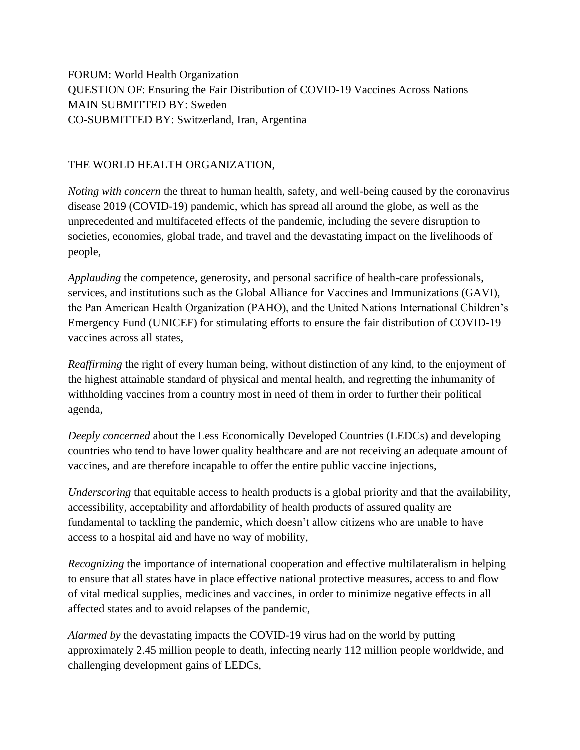FORUM: World Health Organization
QUESTION OF: Ensuring the Fair Distribution of COVID-19 Vaccines Across Nations
MAIN SUBMITTED BY: Sweden
CO-SUBMITTED BY: Switzerland, Iran, Argentina

THE WORLD HEALTH ORGANIZATION,

*Noting with concern* the threat to human health, safety, and well-being caused by the coronavirus disease 2019 (COVID-19) pandemic, which has spread all around the globe, as well as the unprecedented and multifaceted effects of the pandemic, including the severe disruption to societies, economies, global trade, and travel and the devastating impact on the livelihoods of people,

*Applauding* the competence, generosity, and personal sacrifice of health-care professionals, services, and institutions such as the Global Alliance for Vaccines and Immunizations (GAVI), the Pan American Health Organization (PAHO), and the United Nations International Children's Emergency Fund (UNICEF) for stimulating efforts to ensure the fair distribution of COVID-19 vaccines across all states,

*Reaffirming* the right of every human being, without distinction of any kind, to the enjoyment of the highest attainable standard of physical and mental health, and regretting the inhumanity of withholding vaccines from a country most in need of them in order to further their political agenda,

*Deeply concerned* about the Less Economically Developed Countries (LEDCs) and developing countries who tend to have lower quality healthcare and are not receiving an adequate amount of vaccines, and are therefore incapable to offer the entire public vaccine injections,

*Underscoring* that equitable access to health products is a global priority and that the availability, accessibility, acceptability and affordability of health products of assured quality are fundamental to tackling the pandemic, which doesn't allow citizens who are unable to have access to a hospital aid and have no way of mobility,

*Recognizing* the importance of international cooperation and effective multilateralism in helping to ensure that all states have in place effective national protective measures, access to and flow of vital medical supplies, medicines and vaccines, in order to minimize negative effects in all affected states and to avoid relapses of the pandemic,

*Alarmed by* the devastating impacts the COVID-19 virus had on the world by putting approximately 2.45 million people to death, infecting nearly 112 million people worldwide, and challenging development gains of LEDCs,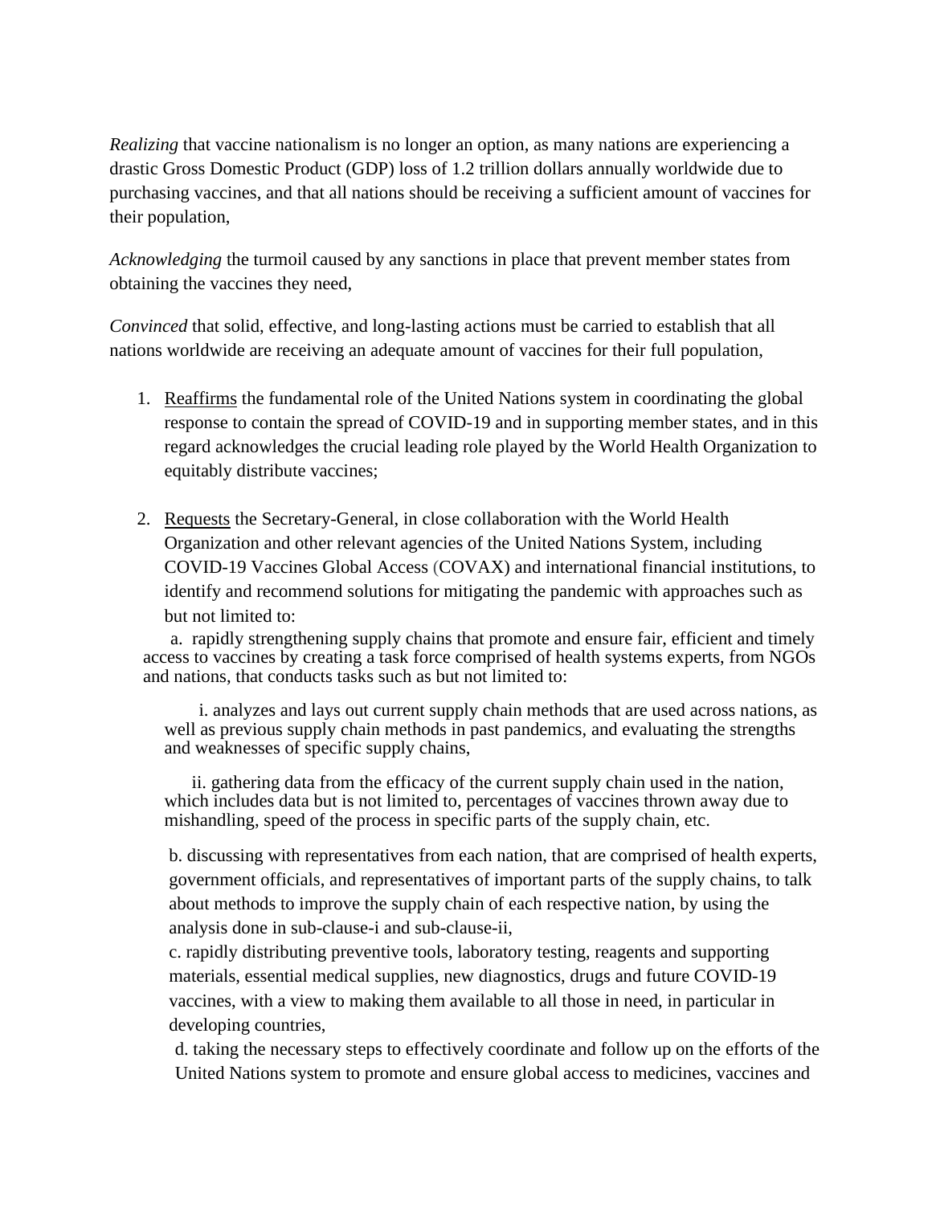*Realizing* that vaccine nationalism is no longer an option, as many nations are experiencing a drastic Gross Domestic Product (GDP) loss of 1.2 trillion dollars annually worldwide due to purchasing vaccines, and that all nations should be receiving a sufficient amount of vaccines for their population,

*Acknowledging* the turmoil caused by any sanctions in place that prevent member states from obtaining the vaccines they need,

*Convinced* that solid, effective, and long-lasting actions must be carried to establish that all nations worldwide are receiving an adequate amount of vaccines for their full population,

1. <u>Reaffirms</u> the fundamental role of the United Nations system in coordinating the global response to contain the spread of COVID-19 and in supporting member states, and in this regard acknowledges the crucial leading role played by the World Health Organization to equitably distribute vaccines;

2. <u>Requests</u> the Secretary-General, in close collaboration with the World Health Organization and other relevant agencies of the United Nations System, including COVID-19 Vaccines Global Access (COVAX) and international financial institutions, to identify and recommend solutions for mitigating the pandemic with approaches such as but not limited to:

   a. rapidly strengthening supply chains that promote and ensure fair, efficient and timely access to vaccines by creating a task force comprised of health systems experts, from NGOs and nations, that conducts tasks such as but not limited to:

      i. analyzes and lays out current supply chain methods that are used across nations, as well as previous supply chain methods in past pandemics, and evaluating the strengths and weaknesses of specific supply chains,

      ii. gathering data from the efficacy of the current supply chain used in the nation, which includes data but is not limited to, percentages of vaccines thrown away due to mishandling, speed of the process in specific parts of the supply chain, etc.

   b. discussing with representatives from each nation, that are comprised of health experts, government officials, and representatives of important parts of the supply chains, to talk about methods to improve the supply chain of each respective nation, by using the analysis done in sub-clause-i and sub-clause-ii,

   c. rapidly distributing preventive tools, laboratory testing, reagents and supporting materials, essential medical supplies, new diagnostics, drugs and future COVID-19 vaccines, with a view to making them available to all those in need, in particular in developing countries,

   d. taking the necessary steps to effectively coordinate and follow up on the efforts of the United Nations system to promote and ensure global access to medicines, vaccines and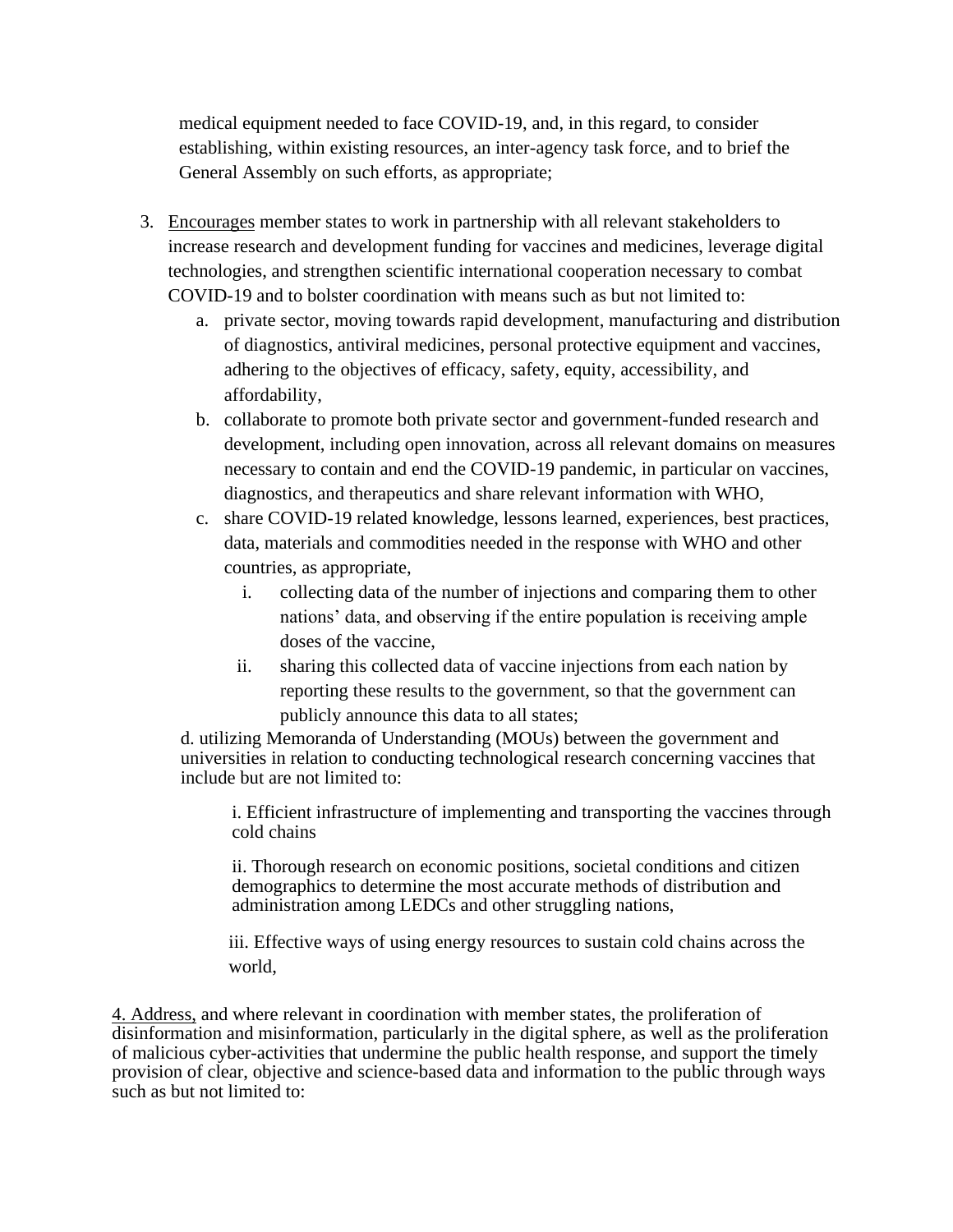medical equipment needed to face COVID-19, and, in this regard, to consider establishing, within existing resources, an inter-agency task force, and to brief the General Assembly on such efforts, as appropriate;

3. <u>Encourages</u> member states to work in partnership with all relevant stakeholders to increase research and development funding for vaccines and medicines, leverage digital technologies, and strengthen scientific international cooperation necessary to combat COVID-19 and to bolster coordination with means such as but not limited to:
   a. private sector, moving towards rapid development, manufacturing and distribution of diagnostics, antiviral medicines, personal protective equipment and vaccines, adhering to the objectives of efficacy, safety, equity, accessibility, and affordability,
   b. collaborate to promote both private sector and government-funded research and development, including open innovation, across all relevant domains on measures necessary to contain and end the COVID-19 pandemic, in particular on vaccines, diagnostics, and therapeutics and share relevant information with WHO,
   c. share COVID-19 related knowledge, lessons learned, experiences, best practices, data, materials and commodities needed in the response with WHO and other countries, as appropriate,
      i. collecting data of the number of injections and comparing them to other nations' data, and observing if the entire population is receiving ample doses of the vaccine,
      ii. sharing this collected data of vaccine injections from each nation by reporting these results to the government, so that the government can publicly announce this data to all states;

   d. utilizing Memoranda of Understanding (MOUs) between the government and universities in relation to conducting technological research concerning vaccines that include but are not limited to:

      i. Efficient infrastructure of implementing and transporting the vaccines through cold chains

      ii. Thorough research on economic positions, societal conditions and citizen demographics to determine the most accurate methods of distribution and administration among LEDCs and other struggling nations,

      iii. Effective ways of using energy resources to sustain cold chains across the world,

<u>4. Address,</u> and where relevant in coordination with member states, the proliferation of disinformation and misinformation, particularly in the digital sphere, as well as the proliferation of malicious cyber-activities that undermine the public health response, and support the timely provision of clear, objective and science-based data and information to the public through ways such as but not limited to: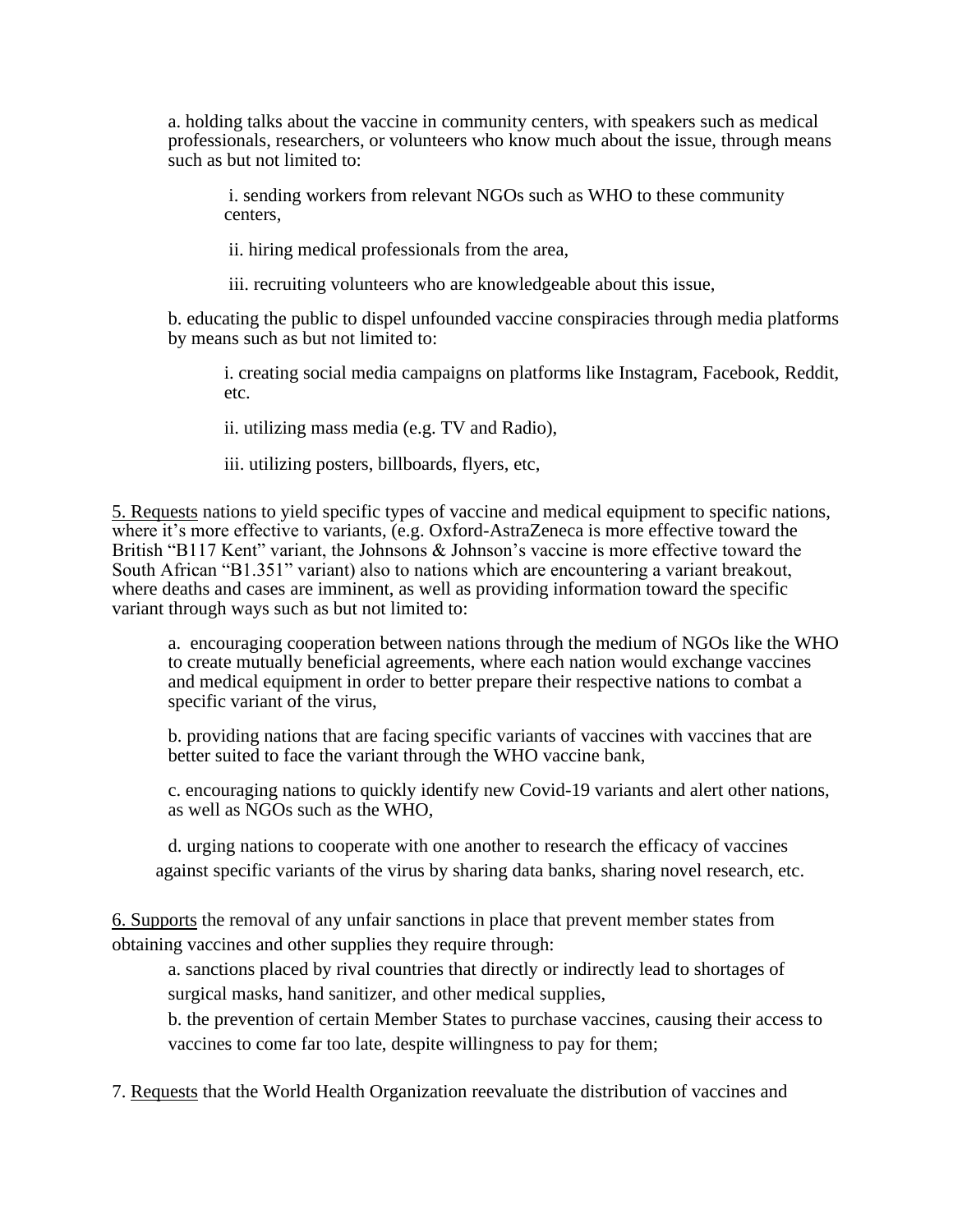a. holding talks about the vaccine in community centers, with speakers such as medical professionals, researchers, or volunteers who know much about the issue, through means such as but not limited to:

  i. sending workers from relevant NGOs such as WHO to these community centers,

  ii. hiring medical professionals from the area,

  iii. recruiting volunteers who are knowledgeable about this issue,

b. educating the public to dispel unfounded vaccine conspiracies through media platforms by means such as but not limited to:

  i. creating social media campaigns on platforms like Instagram, Facebook, Reddit, etc.

  ii. utilizing mass media (e.g. TV and Radio),

  iii. utilizing posters, billboards, flyers, etc,

5. Requests nations to yield specific types of vaccine and medical equipment to specific nations, where it's more effective to variants, (e.g. Oxford-AstraZeneca is more effective toward the British "B117 Kent" variant, the Johnsons & Johnson's vaccine is more effective toward the South African "B1.351" variant) also to nations which are encountering a variant breakout, where deaths and cases are imminent, as well as providing information toward the specific variant through ways such as but not limited to:

a. encouraging cooperation between nations through the medium of NGOs like the WHO to create mutually beneficial agreements, where each nation would exchange vaccines and medical equipment in order to better prepare their respective nations to combat a specific variant of the virus,

b. providing nations that are facing specific variants of vaccines with vaccines that are better suited to face the variant through the WHO vaccine bank,

c. encouraging nations to quickly identify new Covid-19 variants and alert other nations, as well as NGOs such as the WHO,

d. urging nations to cooperate with one another to research the efficacy of vaccines against specific variants of the virus by sharing data banks, sharing novel research, etc.

6. Supports the removal of any unfair sanctions in place that prevent member states from obtaining vaccines and other supplies they require through:

a. sanctions placed by rival countries that directly or indirectly lead to shortages of surgical masks, hand sanitizer, and other medical supplies,

b. the prevention of certain Member States to purchase vaccines, causing their access to vaccines to come far too late, despite willingness to pay for them;

7. Requests that the World Health Organization reevaluate the distribution of vaccines and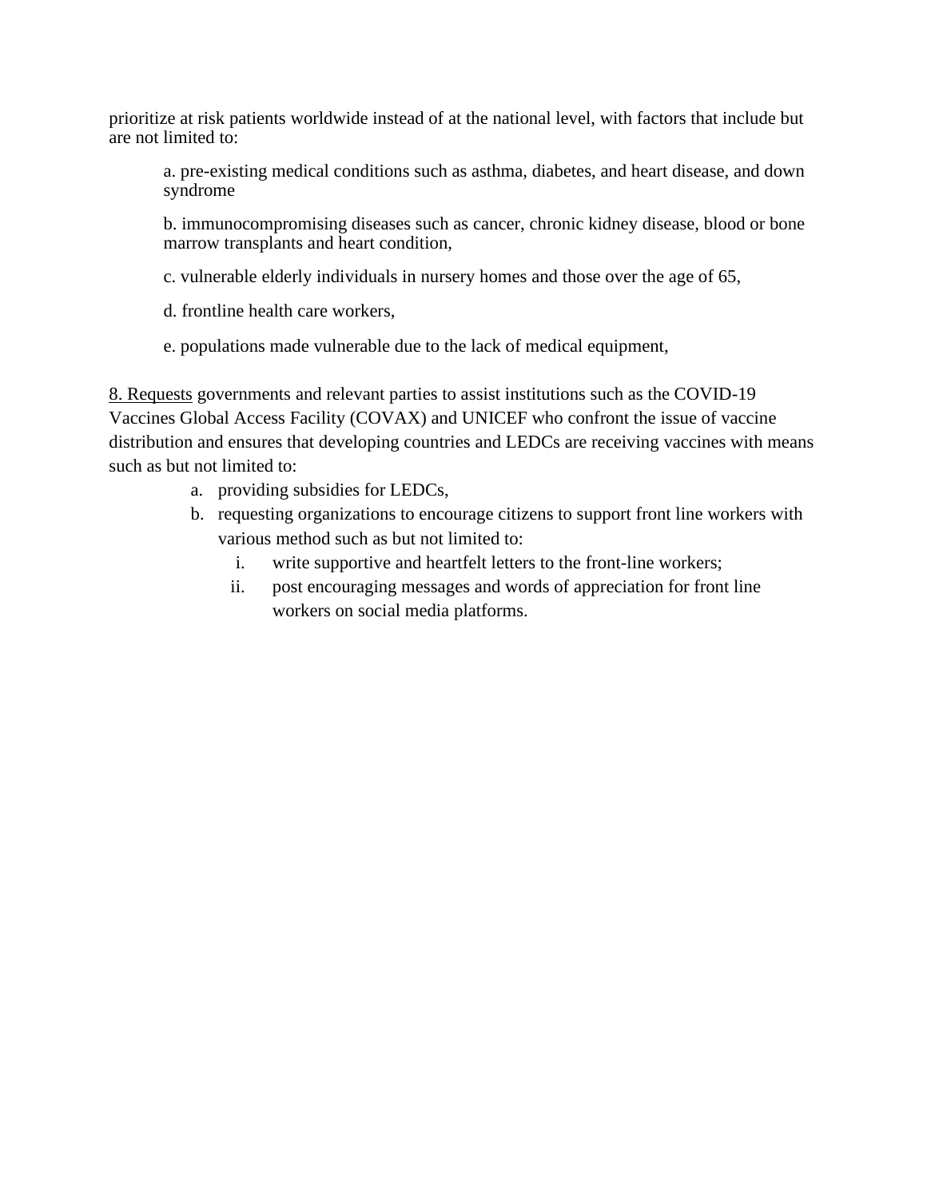prioritize at risk patients worldwide instead of at the national level, with factors that include but are not limited to:

a. pre-existing medical conditions such as asthma, diabetes, and heart disease, and down syndrome

b. immunocompromising diseases such as cancer, chronic kidney disease, blood or bone marrow transplants and heart condition,

c. vulnerable elderly individuals in nursery homes and those over the age of 65,

d. frontline health care workers,

e. populations made vulnerable due to the lack of medical equipment,

<u>8. Requests</u> governments and relevant parties to assist institutions such as the COVID-19 Vaccines Global Access Facility (COVAX) and UNICEF who confront the issue of vaccine distribution and ensures that developing countries and LEDCs are receiving vaccines with means such as but not limited to:

a. providing subsidies for LEDCs,
b. requesting organizations to encourage citizens to support front line workers with various method such as but not limited to:
    i. write supportive and heartfelt letters to the front-line workers;
    ii. post encouraging messages and words of appreciation for front line workers on social media platforms.